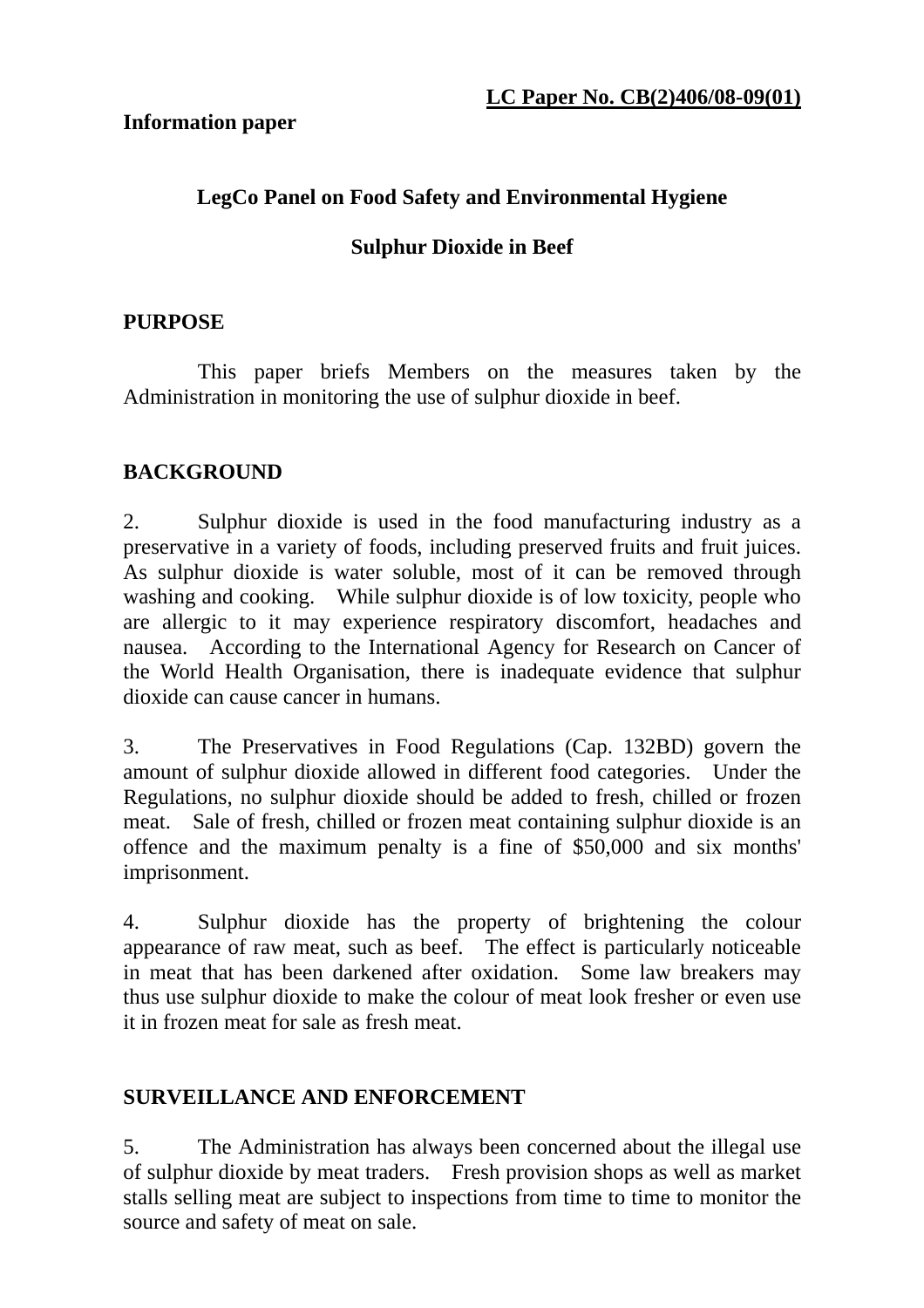**LC Paper No. CB(2)406/08-09(01)**

**Information paper**

**LegCo Panel on Food Safety and Environmental Hygiene**

**Sulphur Dioxide in Beef**

## PURPOSE

This paper briefs Members on the measures taken by the Administration in monitoring the use of sulphur dioxide in beef.

## BACKGROUND

2. Sulphur dioxide is used in the food manufacturing industry as a preservative in a variety of foods, including preserved fruits and fruit juices. As sulphur dioxide is water soluble, most of it can be removed through washing and cooking. While sulphur dioxide is of low toxicity, people who are allergic to it may experience respiratory discomfort, headaches and nausea. According to the International Agency for Research on Cancer of the World Health Organisation, there is inadequate evidence that sulphur dioxide can cause cancer in humans.

3. The Preservatives in Food Regulations (Cap. 132BD) govern the amount of sulphur dioxide allowed in different food categories. Under the Regulations, no sulphur dioxide should be added to fresh, chilled or frozen meat. Sale of fresh, chilled or frozen meat containing sulphur dioxide is an offence and the maximum penalty is a fine of $50,000 and six months' imprisonment.

4. Sulphur dioxide has the property of brightening the colour appearance of raw meat, such as beef. The effect is particularly noticeable in meat that has been darkened after oxidation. Some law breakers may thus use sulphur dioxide to make the colour of meat look fresher or even use it in frozen meat for sale as fresh meat.

## SURVEILLANCE AND ENFORCEMENT

5. The Administration has always been concerned about the illegal use of sulphur dioxide by meat traders. Fresh provision shops as well as market stalls selling meat are subject to inspections from time to time to monitor the source and safety of meat on sale.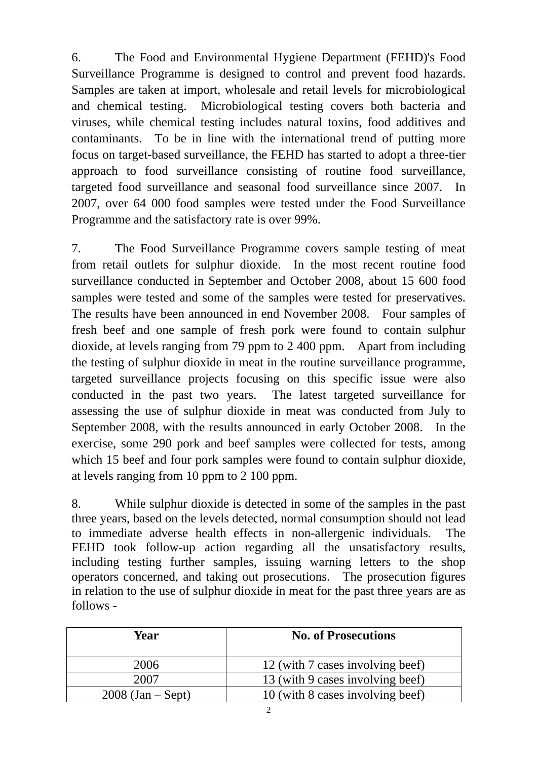6. The Food and Environmental Hygiene Department (FEHD)'s Food Surveillance Programme is designed to control and prevent food hazards. Samples are taken at import, wholesale and retail levels for microbiological and chemical testing. Microbiological testing covers both bacteria and viruses, while chemical testing includes natural toxins, food additives and contaminants. To be in line with the international trend of putting more focus on target-based surveillance, the FEHD has started to adopt a three-tier approach to food surveillance consisting of routine food surveillance, targeted food surveillance and seasonal food surveillance since 2007. In 2007, over 64 000 food samples were tested under the Food Surveillance Programme and the satisfactory rate is over 99%.

7. The Food Surveillance Programme covers sample testing of meat from retail outlets for sulphur dioxide. In the most recent routine food surveillance conducted in September and October 2008, about 15 600 food samples were tested and some of the samples were tested for preservatives. The results have been announced in end November 2008. Four samples of fresh beef and one sample of fresh pork were found to contain sulphur dioxide, at levels ranging from 79 ppm to 2 400 ppm. Apart from including the testing of sulphur dioxide in meat in the routine surveillance programme, targeted surveillance projects focusing on this specific issue were also conducted in the past two years. The latest targeted surveillance for assessing the use of sulphur dioxide in meat was conducted from July to September 2008, with the results announced in early October 2008. In the exercise, some 290 pork and beef samples were collected for tests, among which 15 beef and four pork samples were found to contain sulphur dioxide, at levels ranging from 10 ppm to 2 100 ppm.

8. While sulphur dioxide is detected in some of the samples in the past three years, based on the levels detected, normal consumption should not lead to immediate adverse health effects in non-allergenic individuals. The FEHD took follow-up action regarding all the unsatisfactory results, including testing further samples, issuing warning letters to the shop operators concerned, and taking out prosecutions. The prosecution figures in relation to the use of sulphur dioxide in meat for the past three years are as follows -

| Year | No. of Prosecutions |
|---|---|
| 2006 | 12 (with 7 cases involving beef) |
| 2007 | 13 (with 9 cases involving beef) |
| 2008 (Jan – Sept) | 10 (with 8 cases involving beef) |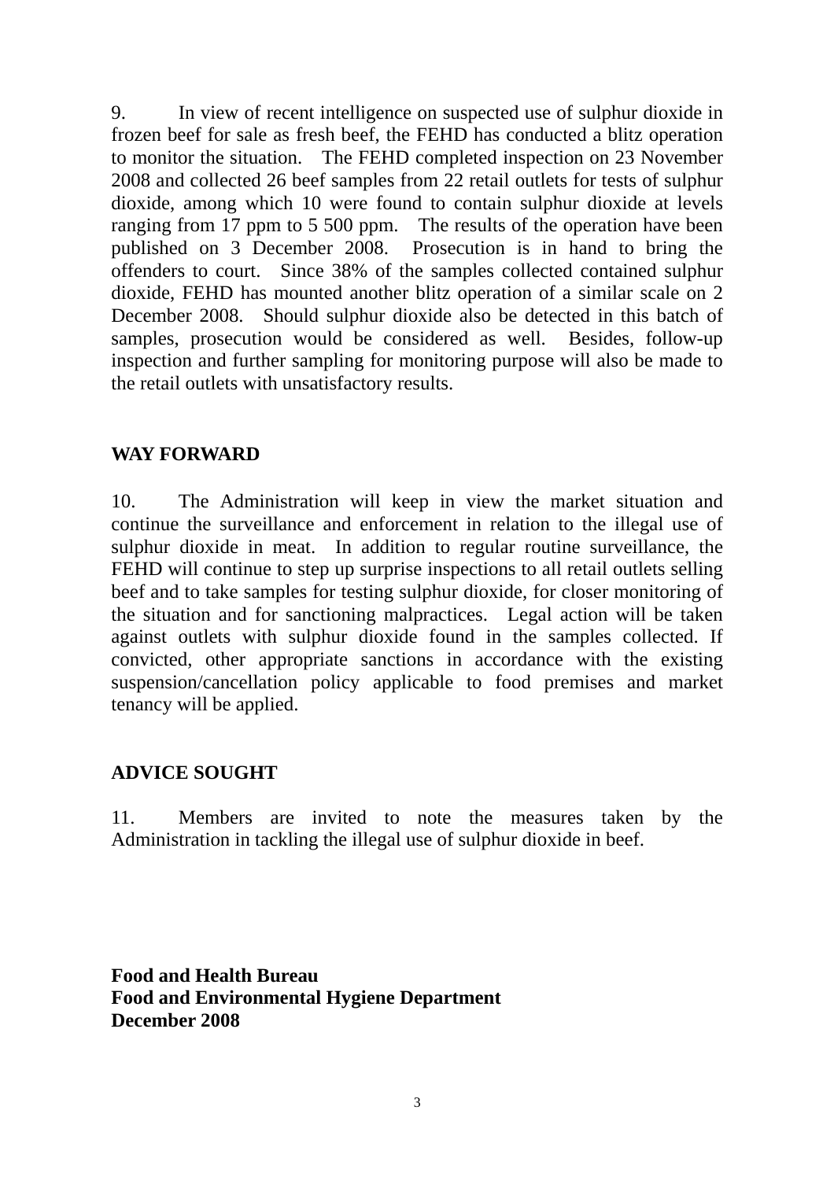9. In view of recent intelligence on suspected use of sulphur dioxide in frozen beef for sale as fresh beef, the FEHD has conducted a blitz operation to monitor the situation. The FEHD completed inspection on 23 November 2008 and collected 26 beef samples from 22 retail outlets for tests of sulphur dioxide, among which 10 were found to contain sulphur dioxide at levels ranging from 17 ppm to 5 500 ppm. The results of the operation have been published on 3 December 2008. Prosecution is in hand to bring the offenders to court. Since 38% of the samples collected contained sulphur dioxide, FEHD has mounted another blitz operation of a similar scale on 2 December 2008. Should sulphur dioxide also be detected in this batch of samples, prosecution would be considered as well. Besides, follow-up inspection and further sampling for monitoring purpose will also be made to the retail outlets with unsatisfactory results.

## WAY FORWARD

10. The Administration will keep in view the market situation and continue the surveillance and enforcement in relation to the illegal use of sulphur dioxide in meat. In addition to regular routine surveillance, the FEHD will continue to step up surprise inspections to all retail outlets selling beef and to take samples for testing sulphur dioxide, for closer monitoring of the situation and for sanctioning malpractices. Legal action will be taken against outlets with sulphur dioxide found in the samples collected. If convicted, other appropriate sanctions in accordance with the existing suspension/cancellation policy applicable to food premises and market tenancy will be applied.

## ADVICE SOUGHT

11. Members are invited to note the measures taken by the Administration in tackling the illegal use of sulphur dioxide in beef.

**Food and Health Bureau**
**Food and Environmental Hygiene Department**
**December 2008**